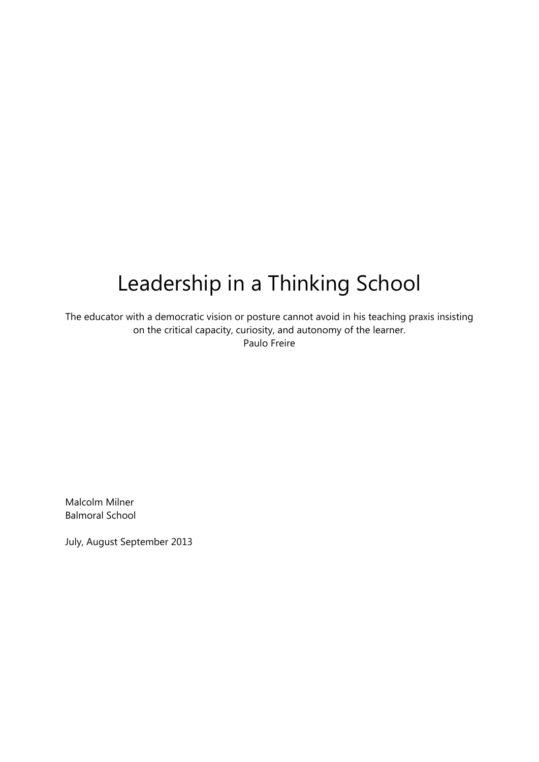# Leadership in a Thinking School

The educator with a democratic vision or posture cannot avoid in his teaching praxis insisting on the critical capacity, curiosity, and autonomy of the learner.
Paulo Freire

Malcolm Milner
Balmoral School

July, August September 2013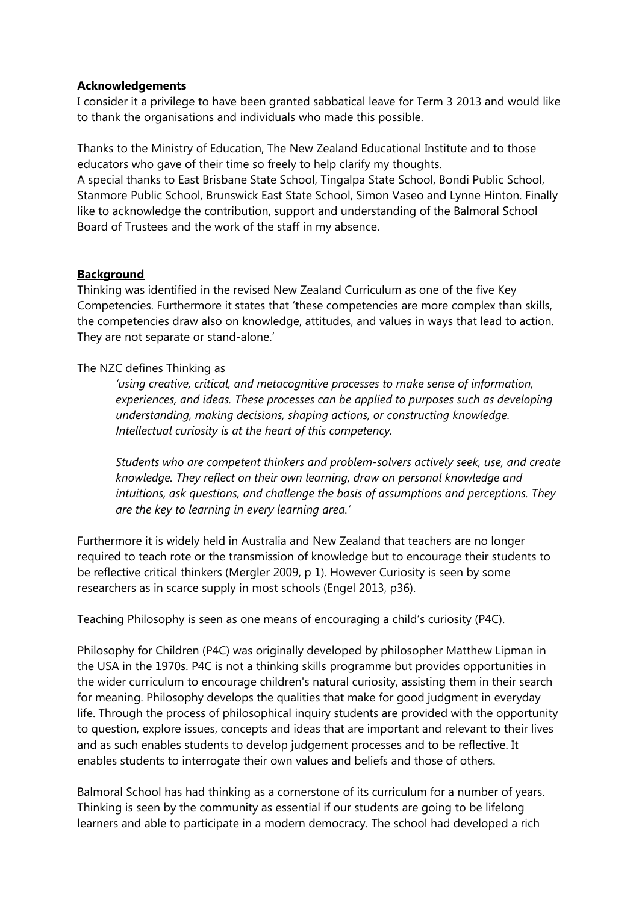**Acknowledgements**

I consider it a privilege to have been granted sabbatical leave for Term 3 2013 and would like to thank the organisations and individuals who made this possible.

Thanks to the Ministry of Education, The New Zealand Educational Institute and to those educators who gave of their time so freely to help clarify my thoughts.
A special thanks to East Brisbane State School, Tingalpa State School, Bondi Public School, Stanmore Public School, Brunswick East State School, Simon Vaseo and Lynne Hinton. Finally like to acknowledge the contribution, support and understanding of the Balmoral School Board of Trustees and the work of the staff in my absence.

## Background

Thinking was identified in the revised New Zealand Curriculum as one of the five Key Competencies. Furthermore it states that 'these competencies are more complex than skills, the competencies draw also on knowledge, attitudes, and values in ways that lead to action. They are not separate or stand-alone.'

The NZC defines Thinking as

> *'using creative, critical, and metacognitive processes to make sense of information, experiences, and ideas. These processes can be applied to purposes such as developing understanding, making decisions, shaping actions, or constructing knowledge. Intellectual curiosity is at the heart of this competency.*
>
> *Students who are competent thinkers and problem-solvers actively seek, use, and create knowledge. They reflect on their own learning, draw on personal knowledge and intuitions, ask questions, and challenge the basis of assumptions and perceptions. They are the key to learning in every learning area.'*

Furthermore it is widely held in Australia and New Zealand that teachers are no longer required to teach rote or the transmission of knowledge but to encourage their students to be reflective critical thinkers (Mergler 2009, p 1). However Curiosity is seen by some researchers as in scarce supply in most schools (Engel 2013, p36).

Teaching Philosophy is seen as one means of encouraging a child's curiosity (P4C).

Philosophy for Children (P4C) was originally developed by philosopher Matthew Lipman in the USA in the 1970s. P4C is not a thinking skills programme but provides opportunities in the wider curriculum to encourage children's natural curiosity, assisting them in their search for meaning. Philosophy develops the qualities that make for good judgment in everyday life. Through the process of philosophical inquiry students are provided with the opportunity to question, explore issues, concepts and ideas that are important and relevant to their lives and as such enables students to develop judgement processes and to be reflective. It enables students to interrogate their own values and beliefs and those of others.

Balmoral School has had thinking as a cornerstone of its curriculum for a number of years. Thinking is seen by the community as essential if our students are going to be lifelong learners and able to participate in a modern democracy. The school had developed a rich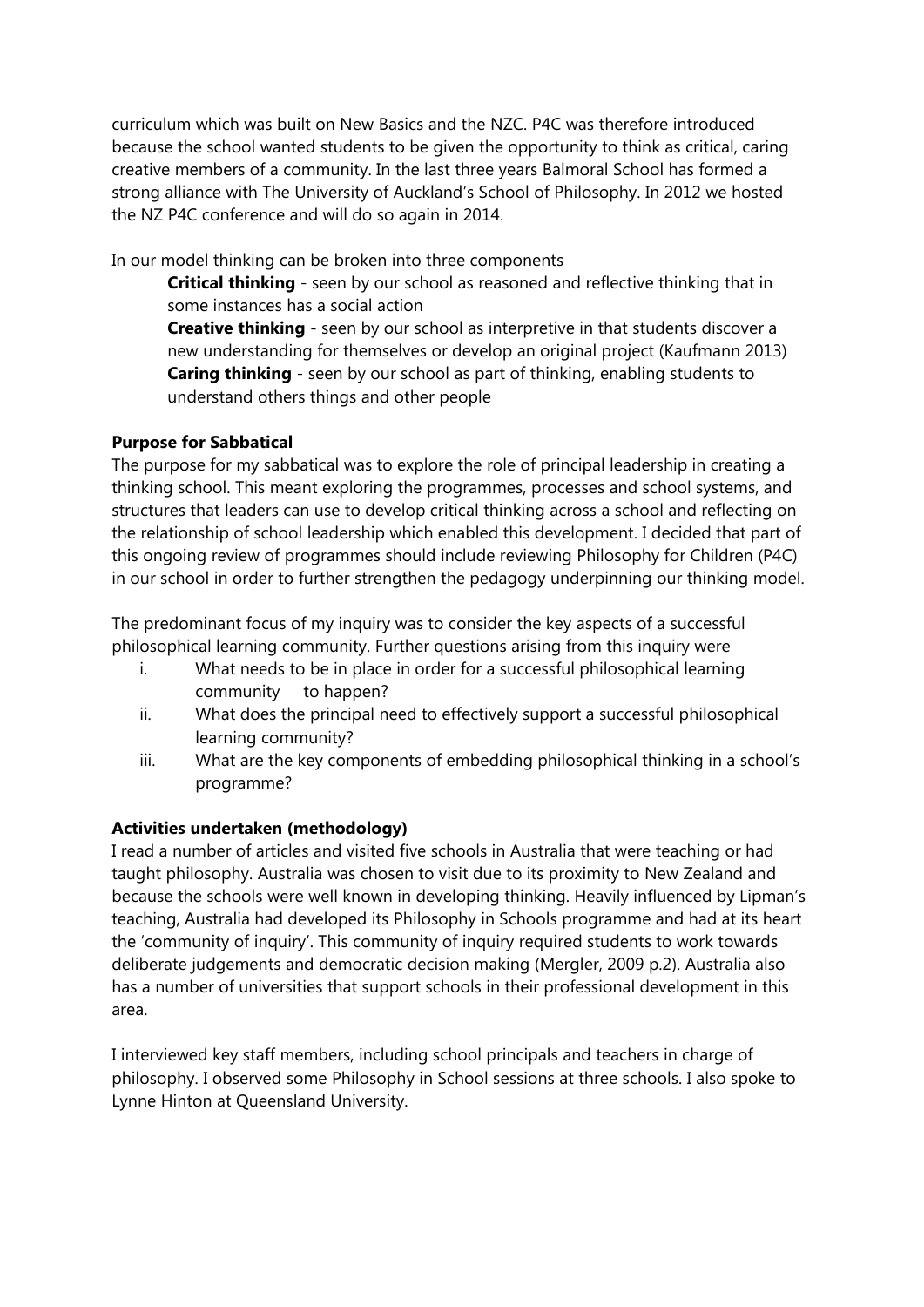curriculum which was built on New Basics and the NZC. P4C was therefore introduced because the school wanted students to be given the opportunity to think as critical, caring creative members of a community. In the last three years Balmoral School has formed a strong alliance with The University of Auckland's School of Philosophy. In 2012 we hosted the NZ P4C conference and will do so again in 2014.

In our model thinking can be broken into three components

> **Critical thinking** - seen by our school as reasoned and reflective thinking that in some instances has a social action
>
> **Creative thinking** - seen by our school as interpretive in that students discover a new understanding for themselves or develop an original project (Kaufmann 2013)
>
> **Caring thinking** - seen by our school as part of thinking, enabling students to understand others things and other people

**Purpose for Sabbatical**

The purpose for my sabbatical was to explore the role of principal leadership in creating a thinking school. This meant exploring the programmes, processes and school systems, and structures that leaders can use to develop critical thinking across a school and reflecting on the relationship of school leadership which enabled this development. I decided that part of this ongoing review of programmes should include reviewing Philosophy for Children (P4C) in our school in order to further strengthen the pedagogy underpinning our thinking model.

The predominant focus of my inquiry was to consider the key aspects of a successful philosophical learning community. Further questions arising from this inquiry were

i. What needs to be in place in order for a successful philosophical learning community to happen?
ii. What does the principal need to effectively support a successful philosophical learning community?
iii. What are the key components of embedding philosophical thinking in a school's programme?

**Activities undertaken (methodology)**

I read a number of articles and visited five schools in Australia that were teaching or had taught philosophy. Australia was chosen to visit due to its proximity to New Zealand and because the schools were well known in developing thinking. Heavily influenced by Lipman's teaching, Australia had developed its Philosophy in Schools programme and had at its heart the 'community of inquiry'. This community of inquiry required students to work towards deliberate judgements and democratic decision making (Mergler, 2009 p.2). Australia also has a number of universities that support schools in their professional development in this area.

I interviewed key staff members, including school principals and teachers in charge of philosophy. I observed some Philosophy in School sessions at three schools. I also spoke to Lynne Hinton at Queensland University.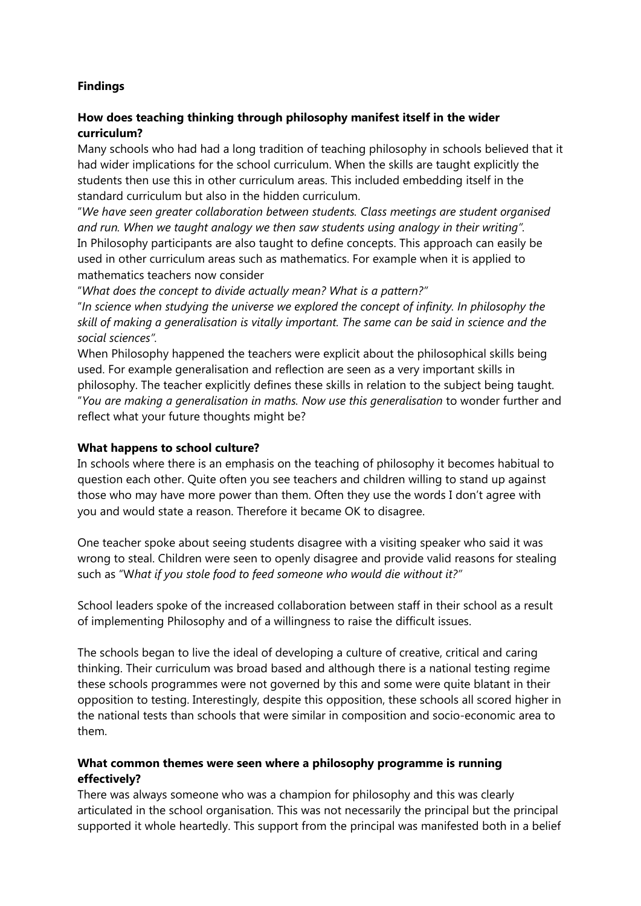**Findings**

**How does teaching thinking through philosophy manifest itself in the wider curriculum?**

Many schools who had had a long tradition of teaching philosophy in schools believed that it had wider implications for the school curriculum. When the skills are taught explicitly the students then use this in other curriculum areas. This included embedding itself in the standard curriculum but also in the hidden curriculum.

"*We have seen greater collaboration between students. Class meetings are student organised and run. When we taught analogy we then saw students using analogy in their writing".*

In Philosophy participants are also taught to define concepts. This approach can easily be used in other curriculum areas such as mathematics. For example when it is applied to mathematics teachers now consider

"*What does the concept to divide actually mean? What is a pattern?"*

"*In science when studying the universe we explored the concept of infinity. In philosophy the skill of making a generalisation is vitally important. The same can be said in science and the social sciences".*

When Philosophy happened the teachers were explicit about the philosophical skills being used. For example generalisation and reflection are seen as a very important skills in philosophy. The teacher explicitly defines these skills in relation to the subject being taught.

"*You are making a generalisation in maths. Now use this generalisation* to wonder further and reflect what your future thoughts might be?

**What happens to school culture?**

In schools where there is an emphasis on the teaching of philosophy it becomes habitual to question each other. Quite often you see teachers and children willing to stand up against those who may have more power than them. Often they use the words I don't agree with you and would state a reason. Therefore it became OK to disagree.

One teacher spoke about seeing students disagree with a visiting speaker who said it was wrong to steal. Children were seen to openly disagree and provide valid reasons for stealing such as "W*hat if you stole food to feed someone who would die without it?"*

School leaders spoke of the increased collaboration between staff in their school as a result of implementing Philosophy and of a willingness to raise the difficult issues.

The schools began to live the ideal of developing a culture of creative, critical and caring thinking. Their curriculum was broad based and although there is a national testing regime these schools programmes were not governed by this and some were quite blatant in their opposition to testing. Interestingly, despite this opposition, these schools all scored higher in the national tests than schools that were similar in composition and socio-economic area to them.

**What common themes were seen where a philosophy programme is running effectively?**

There was always someone who was a champion for philosophy and this was clearly articulated in the school organisation. This was not necessarily the principal but the principal supported it whole heartedly. This support from the principal was manifested both in a belief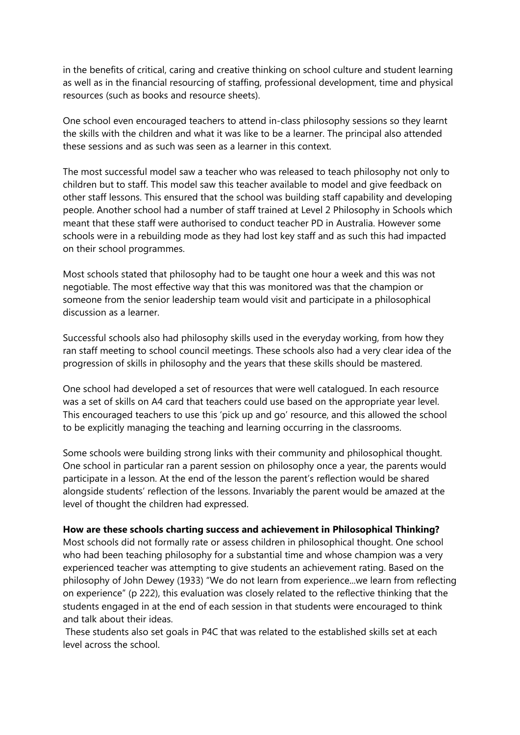in the benefits of critical, caring and creative thinking on school culture and student learning as well as in the financial resourcing of staffing, professional development, time and physical resources (such as books and resource sheets).

One school even encouraged teachers to attend in-class philosophy sessions so they learnt the skills with the children and what it was like to be a learner. The principal also attended these sessions and as such was seen as a learner in this context.

The most successful model saw a teacher who was released to teach philosophy not only to children but to staff. This model saw this teacher available to model and give feedback on other staff lessons. This ensured that the school was building staff capability and developing people. Another school had a number of staff trained at Level 2 Philosophy in Schools which meant that these staff were authorised to conduct teacher PD in Australia. However some schools were in a rebuilding mode as they had lost key staff and as such this had impacted on their school programmes.

Most schools stated that philosophy had to be taught one hour a week and this was not negotiable. The most effective way that this was monitored was that the champion or someone from the senior leadership team would visit and participate in a philosophical discussion as a learner.

Successful schools also had philosophy skills used in the everyday working, from how they ran staff meeting to school council meetings. These schools also had a very clear idea of the progression of skills in philosophy and the years that these skills should be mastered.

One school had developed a set of resources that were well catalogued. In each resource was a set of skills on A4 card that teachers could use based on the appropriate year level. This encouraged teachers to use this 'pick up and go' resource, and this allowed the school to be explicitly managing the teaching and learning occurring in the classrooms.

Some schools were building strong links with their community and philosophical thought. One school in particular ran a parent session on philosophy once a year, the parents would participate in a lesson. At the end of the lesson the parent's reflection would be shared alongside students' reflection of the lessons. Invariably the parent would be amazed at the level of thought the children had expressed.

**How are these schools charting success and achievement in Philosophical Thinking?**

Most schools did not formally rate or assess children in philosophical thought. One school who had been teaching philosophy for a substantial time and whose champion was a very experienced teacher was attempting to give students an achievement rating. Based on the philosophy of John Dewey (1933) "We do not learn from experience...we learn from reflecting on experience" (p 222), this evaluation was closely related to the reflective thinking that the students engaged in at the end of each session in that students were encouraged to think and talk about their ideas.

These students also set goals in P4C that was related to the established skills set at each level across the school.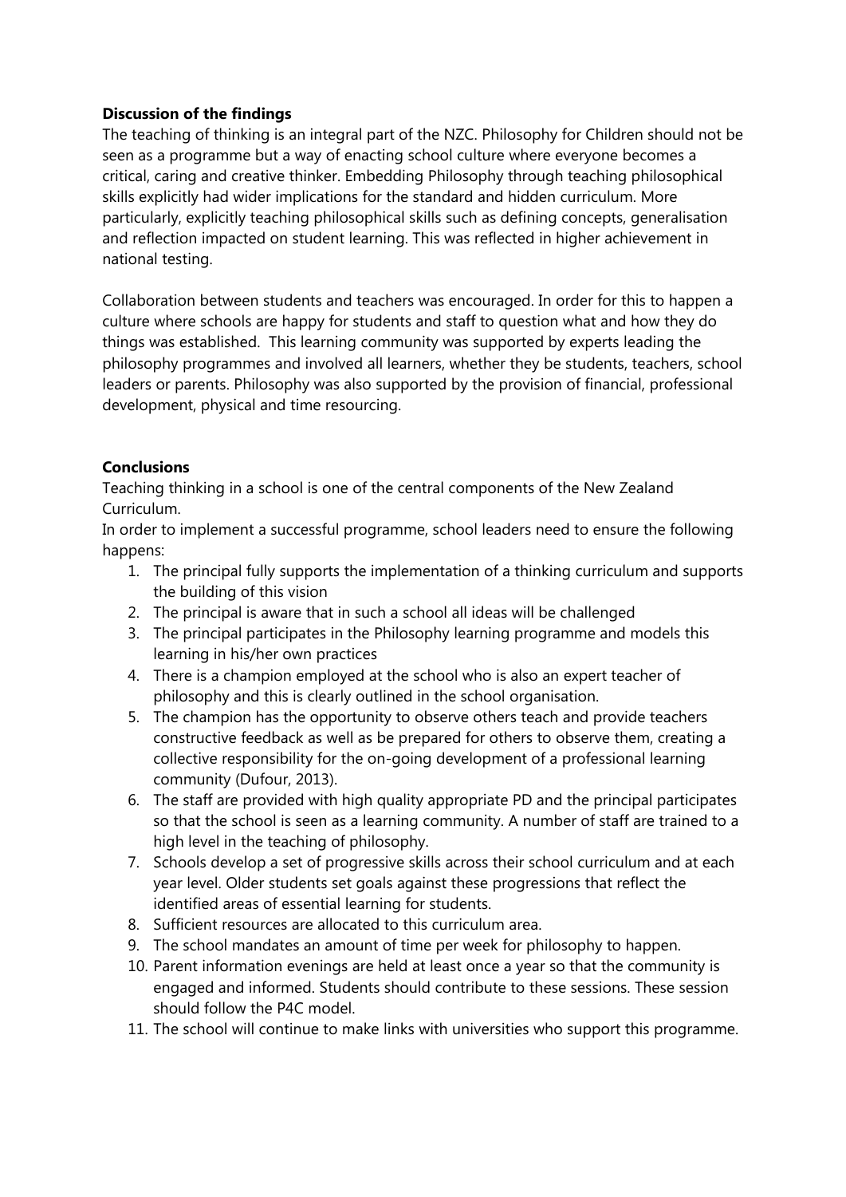**Discussion of the findings**

The teaching of thinking is an integral part of the NZC. Philosophy for Children should not be seen as a programme but a way of enacting school culture where everyone becomes a critical, caring and creative thinker. Embedding Philosophy through teaching philosophical skills explicitly had wider implications for the standard and hidden curriculum. More particularly, explicitly teaching philosophical skills such as defining concepts, generalisation and reflection impacted on student learning. This was reflected in higher achievement in national testing.

Collaboration between students and teachers was encouraged. In order for this to happen a culture where schools are happy for students and staff to question what and how they do things was established. This learning community was supported by experts leading the philosophy programmes and involved all learners, whether they be students, teachers, school leaders or parents. Philosophy was also supported by the provision of financial, professional development, physical and time resourcing.

**Conclusions**

Teaching thinking in a school is one of the central components of the New Zealand Curriculum.

In order to implement a successful programme, school leaders need to ensure the following happens:

1. The principal fully supports the implementation of a thinking curriculum and supports the building of this vision
2. The principal is aware that in such a school all ideas will be challenged
3. The principal participates in the Philosophy learning programme and models this learning in his/her own practices
4. There is a champion employed at the school who is also an expert teacher of philosophy and this is clearly outlined in the school organisation.
5. The champion has the opportunity to observe others teach and provide teachers constructive feedback as well as be prepared for others to observe them, creating a collective responsibility for the on-going development of a professional learning community (Dufour, 2013).
6. The staff are provided with high quality appropriate PD and the principal participates so that the school is seen as a learning community. A number of staff are trained to a high level in the teaching of philosophy.
7. Schools develop a set of progressive skills across their school curriculum and at each year level. Older students set goals against these progressions that reflect the identified areas of essential learning for students.
8. Sufficient resources are allocated to this curriculum area.
9. The school mandates an amount of time per week for philosophy to happen.
10. Parent information evenings are held at least once a year so that the community is engaged and informed. Students should contribute to these sessions. These session should follow the P4C model.
11. The school will continue to make links with universities who support this programme.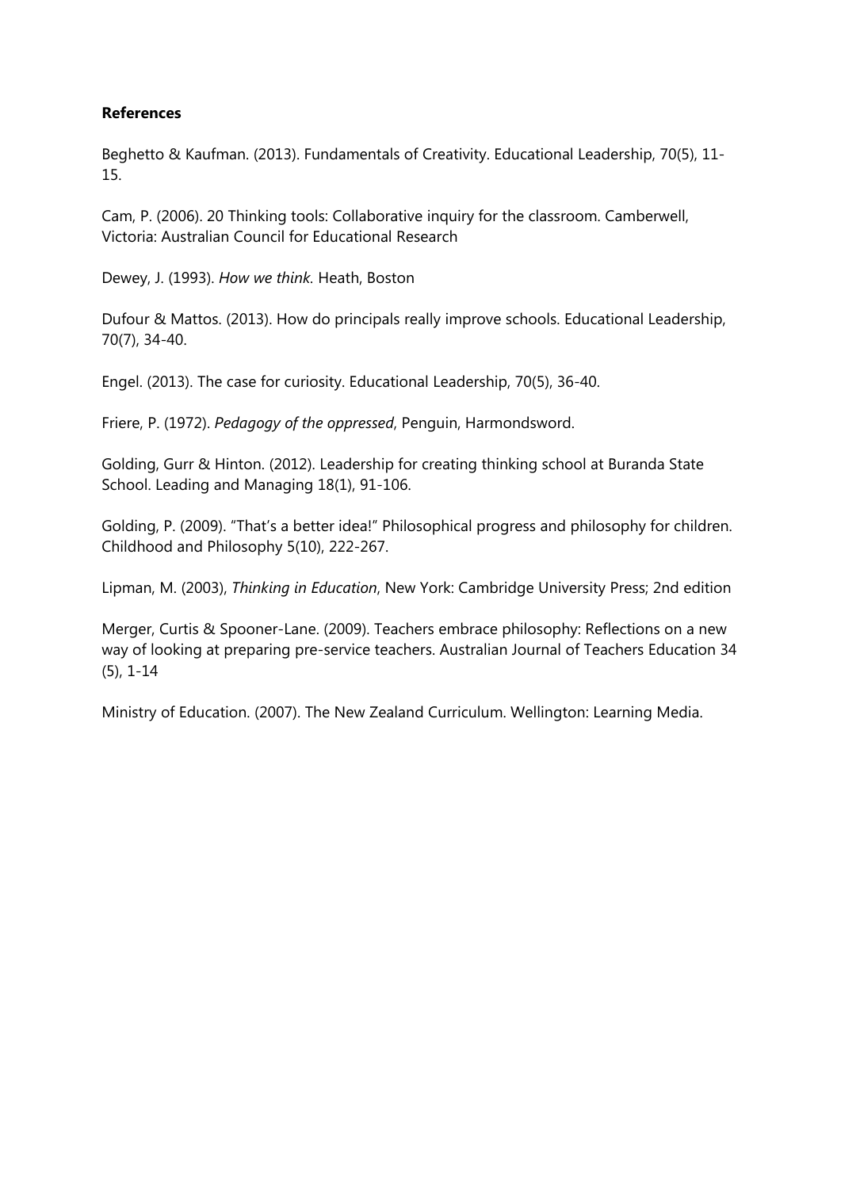**References**

Beghetto & Kaufman. (2013). Fundamentals of Creativity. Educational Leadership, 70(5), 11-15.

Cam, P. (2006). 20 Thinking tools: Collaborative inquiry for the classroom. Camberwell, Victoria: Australian Council for Educational Research

Dewey, J. (1993). *How we think.* Heath, Boston

Dufour & Mattos. (2013). How do principals really improve schools. Educational Leadership, 70(7), 34-40.

Engel. (2013). The case for curiosity. Educational Leadership, 70(5), 36-40.

Friere, P. (1972). *Pedagogy of the oppressed*, Penguin, Harmondsword.

Golding, Gurr & Hinton. (2012). Leadership for creating thinking school at Buranda State School. Leading and Managing 18(1), 91-106.

Golding, P. (2009). "That's a better idea!" Philosophical progress and philosophy for children. Childhood and Philosophy 5(10), 222-267.

Lipman, M. (2003), *Thinking in Education*, New York: Cambridge University Press; 2nd edition

Merger, Curtis & Spooner-Lane. (2009). Teachers embrace philosophy: Reflections on a new way of looking at preparing pre-service teachers. Australian Journal of Teachers Education 34 (5), 1-14

Ministry of Education. (2007). The New Zealand Curriculum. Wellington: Learning Media.